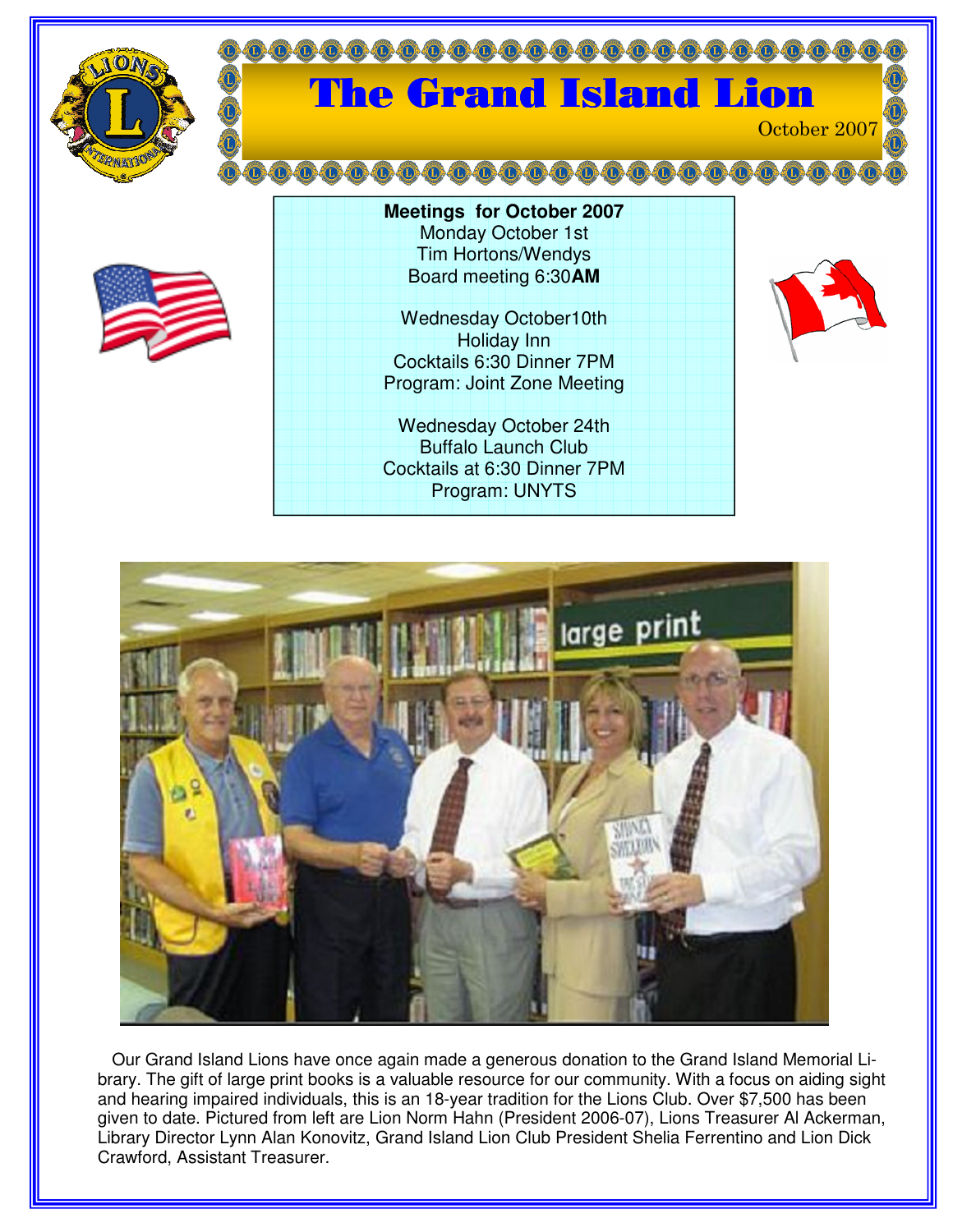# The Grand Island Lion

October 2007

**Meetings for October 2007**

Monday October 1st
Tim Hortons/Wendys
Board meeting 6:30**AM**

Wednesday October10th
Holiday Inn
Cocktails 6:30 Dinner 7PM
Program: Joint Zone Meeting

Wednesday October 24th
Buffalo Launch Club
Cocktails at 6:30 Dinner 7PM
Program: UNYTS

Our Grand Island Lions have once again made a generous donation to the Grand Island Memorial Library. The gift of large print books is a valuable resource for our community. With a focus on aiding sight and hearing impaired individuals, this is an 18-year tradition for the Lions Club. Over $7,500 has been given to date. Pictured from left are Lion Norm Hahn (President 2006-07), Lions Treasurer Al Ackerman, Library Director Lynn Alan Konovitz, Grand Island Lion Club President Shelia Ferrentino and Lion Dick Crawford, Assistant Treasurer.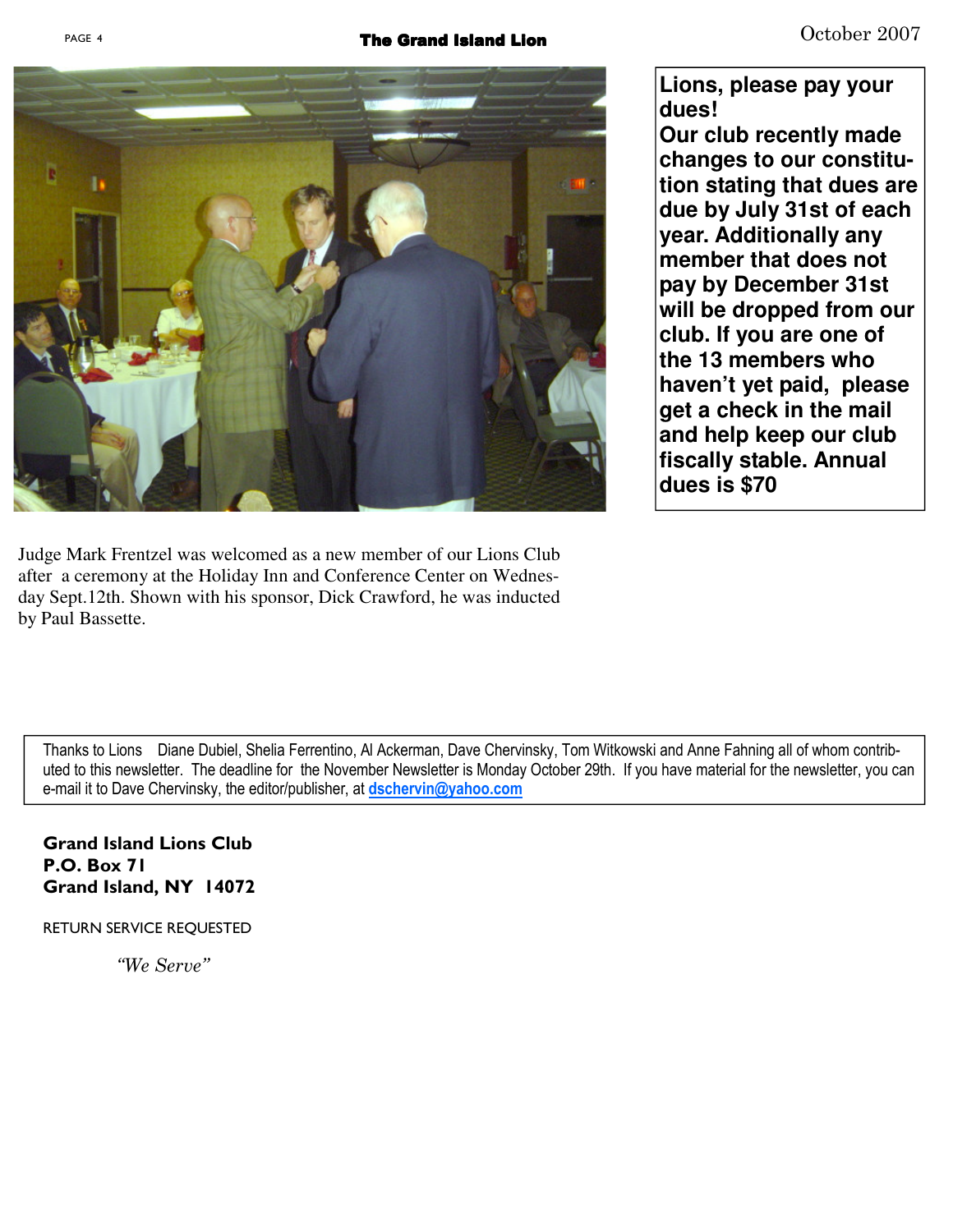**Lions, please pay your dues!**
**Our club recently made changes to our constitution stating that dues are due by July 31st of each year. Additionally any member that does not pay by December 31st will be dropped from our club. If you are one of the 13 members who haven't yet paid, please get a check in the mail and help keep our club fiscally stable. Annual dues is $70**

Judge Mark Frentzel was welcomed as a new member of our Lions Club after a ceremony at the Holiday Inn and Conference Center on Wednesday Sept.12th. Shown with his sponsor, Dick Crawford, he was inducted by Paul Bassette.

Thanks to Lions Diane Dubiel, Shelia Ferrentino, Al Ackerman, Dave Chervinsky, Tom Witkowski and Anne Fahning all of whom contributed to this newsletter. The deadline for the November Newsletter is Monday October 29th. If you have material for the newsletter, you can e-mail it to Dave Chervinsky, the editor/publisher, at **dschervin@yahoo.com**

**Grand Island Lions Club**
**P.O. Box 71**
**Grand Island, NY 14072**

RETURN SERVICE REQUESTED

*"We Serve"*